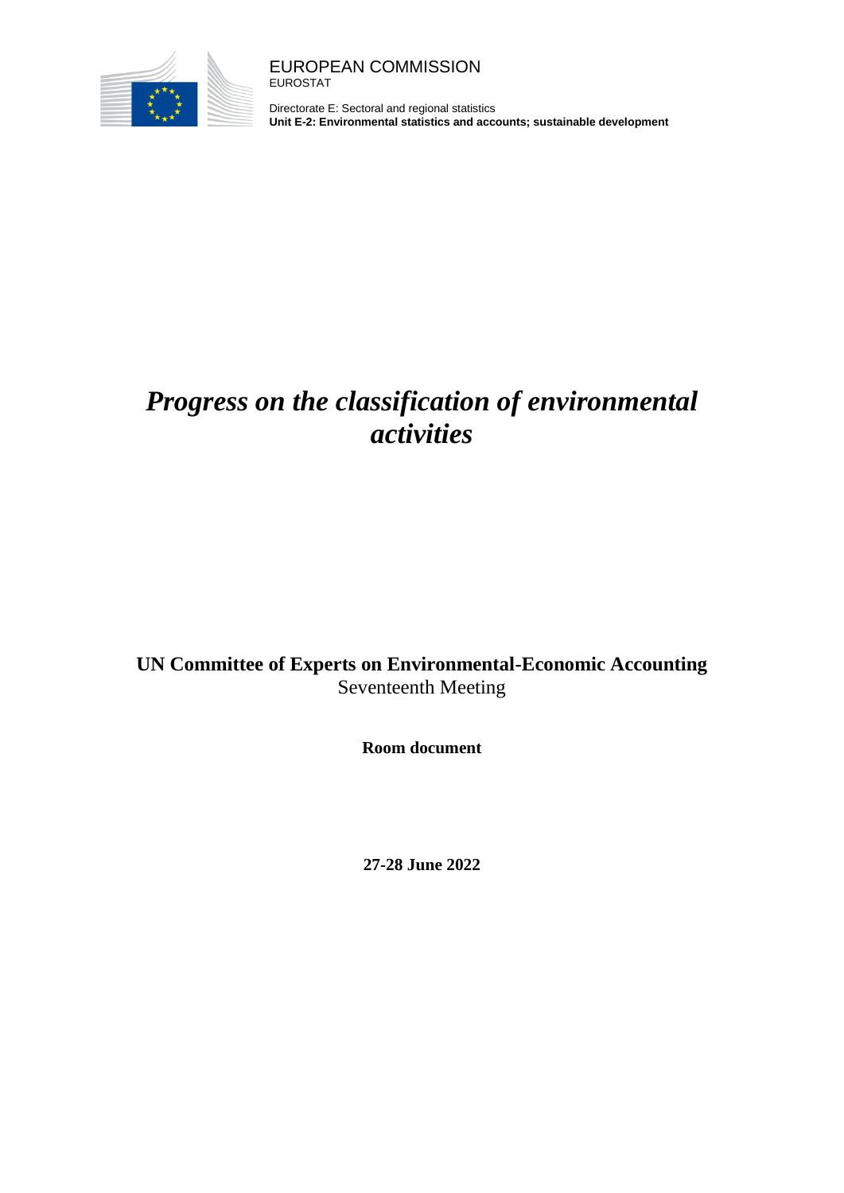EUROPEAN COMMISSION
EUROSTAT

Directorate E: Sectoral and regional statistics
**Unit E-2: Environmental statistics and accounts; sustainable development**

# *Progress on the classification of environmental activities*

**UN Committee of Experts on Environmental-Economic Accounting**
Seventeenth Meeting

**Room document**

**27-28 June 2022**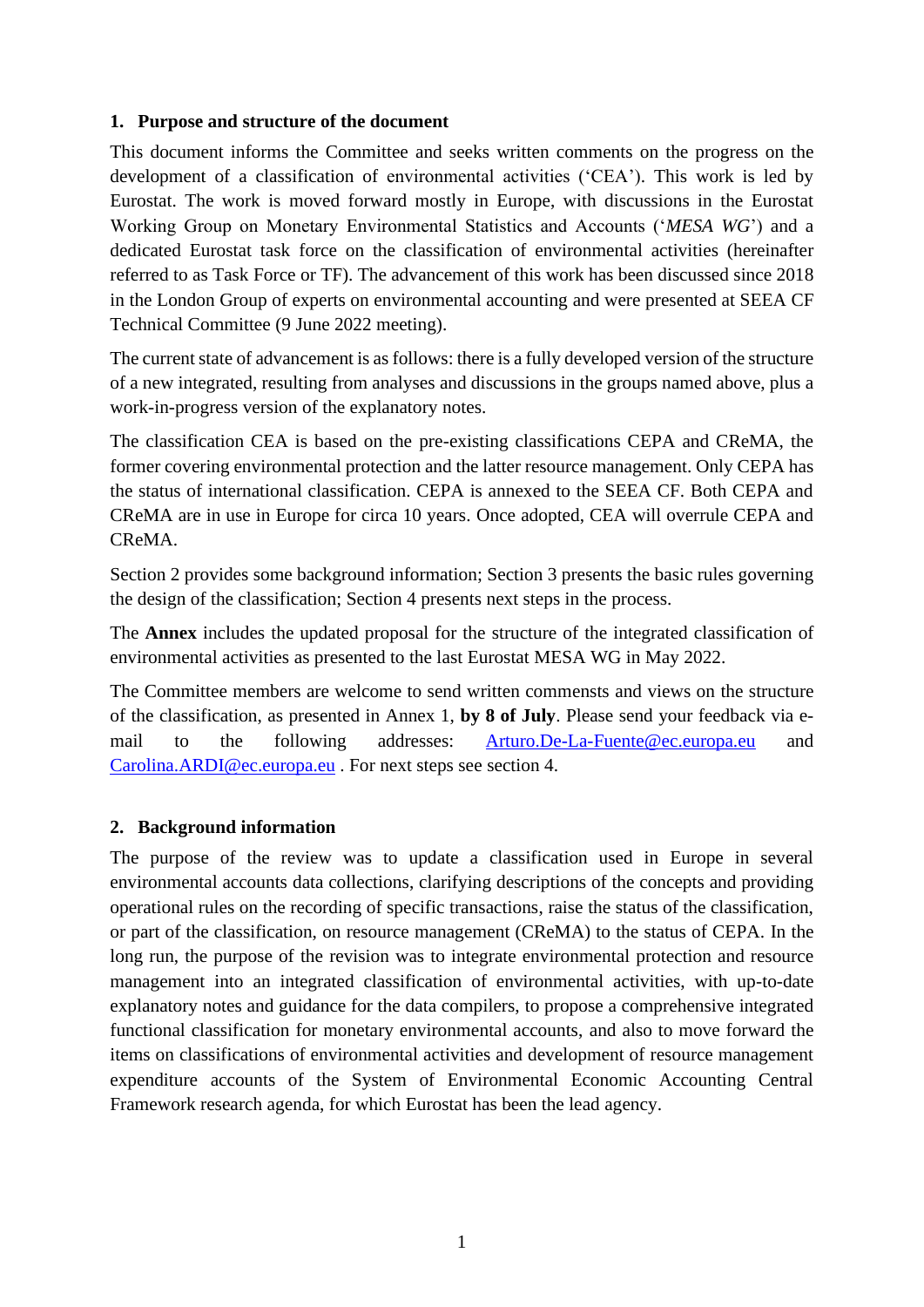## 1. Purpose and structure of the document

This document informs the Committee and seeks written comments on the progress on the development of a classification of environmental activities ('CEA'). This work is led by Eurostat. The work is moved forward mostly in Europe, with discussions in the Eurostat Working Group on Monetary Environmental Statistics and Accounts ('*MESA WG*') and a dedicated Eurostat task force on the classification of environmental activities (hereinafter referred to as Task Force or TF). The advancement of this work has been discussed since 2018 in the London Group of experts on environmental accounting and were presented at SEEA CF Technical Committee (9 June 2022 meeting).

The current state of advancement is as follows: there is a fully developed version of the structure of a new integrated, resulting from analyses and discussions in the groups named above, plus a work-in-progress version of the explanatory notes.

The classification CEA is based on the pre-existing classifications CEPA and CReMA, the former covering environmental protection and the latter resource management. Only CEPA has the status of international classification. CEPA is annexed to the SEEA CF. Both CEPA and CReMA are in use in Europe for circa 10 years. Once adopted, CEA will overrule CEPA and CReMA.

Section 2 provides some background information; Section 3 presents the basic rules governing the design of the classification; Section 4 presents next steps in the process.

The **Annex** includes the updated proposal for the structure of the integrated classification of environmental activities as presented to the last Eurostat MESA WG in May 2022.

The Committee members are welcome to send written commensts and views on the structure of the classification, as presented in Annex 1, **by 8 of July**. Please send your feedback via e-mail to the following addresses: [Arturo.De-La-Fuente@ec.europa.eu](mailto:Arturo.De-La-Fuente@ec.europa.eu) and [Carolina.ARDI@ec.europa.eu](mailto:Carolina.ARDI@ec.europa.eu) . For next steps see section 4.

## 2. Background information

The purpose of the review was to update a classification used in Europe in several environmental accounts data collections, clarifying descriptions of the concepts and providing operational rules on the recording of specific transactions, raise the status of the classification, or part of the classification, on resource management (CReMA) to the status of CEPA. In the long run, the purpose of the revision was to integrate environmental protection and resource management into an integrated classification of environmental activities, with up-to-date explanatory notes and guidance for the data compilers, to propose a comprehensive integrated functional classification for monetary environmental accounts, and also to move forward the items on classifications of environmental activities and development of resource management expenditure accounts of the System of Environmental Economic Accounting Central Framework research agenda, for which Eurostat has been the lead agency.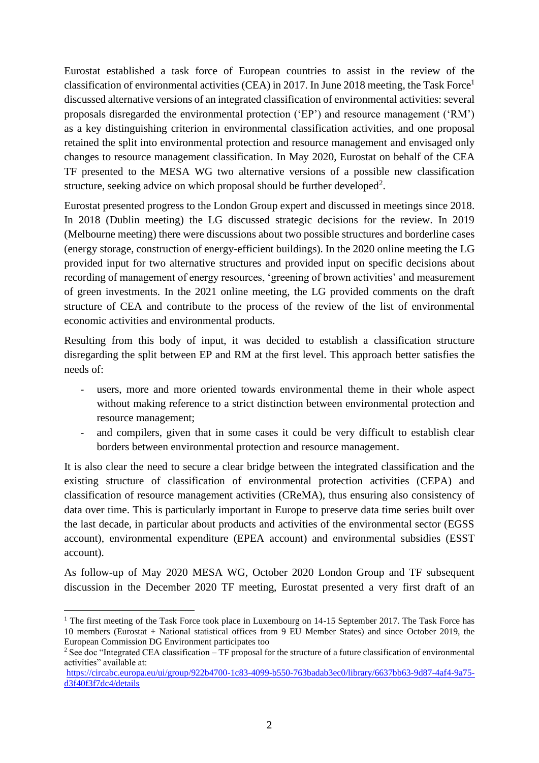Eurostat established a task force of European countries to assist in the review of the classification of environmental activities (CEA) in 2017. In June 2018 meeting, the Task Force[1] discussed alternative versions of an integrated classification of environmental activities: several proposals disregarded the environmental protection ('EP') and resource management ('RM') as a key distinguishing criterion in environmental classification activities, and one proposal retained the split into environmental protection and resource management and envisaged only changes to resource management classification. In May 2020, Eurostat on behalf of the CEA TF presented to the MESA WG two alternative versions of a possible new classification structure, seeking advice on which proposal should be further developed[2].

Eurostat presented progress to the London Group expert and discussed in meetings since 2018. In 2018 (Dublin meeting) the LG discussed strategic decisions for the review. In 2019 (Melbourne meeting) there were discussions about two possible structures and borderline cases (energy storage, construction of energy-efficient buildings). In the 2020 online meeting the LG provided input for two alternative structures and provided input on specific decisions about recording of management of energy resources, 'greening of brown activities' and measurement of green investments. In the 2021 online meeting, the LG provided comments on the draft structure of CEA and contribute to the process of the review of the list of environmental economic activities and environmental products.

Resulting from this body of input, it was decided to establish a classification structure disregarding the split between EP and RM at the first level. This approach better satisfies the needs of:

- users, more and more oriented towards environmental theme in their whole aspect without making reference to a strict distinction between environmental protection and resource management;
- and compilers, given that in some cases it could be very difficult to establish clear borders between environmental protection and resource management.

It is also clear the need to secure a clear bridge between the integrated classification and the existing structure of classification of environmental protection activities (CEPA) and classification of resource management activities (CReMA), thus ensuring also consistency of data over time. This is particularly important in Europe to preserve data time series built over the last decade, in particular about products and activities of the environmental sector (EGSS account), environmental expenditure (EPEA account) and environmental subsidies (ESST account).

As follow-up of May 2020 MESA WG, October 2020 London Group and TF subsequent discussion in the December 2020 TF meeting, Eurostat presented a very first draft of an

---

[1] The first meeting of the Task Force took place in Luxembourg on 14-15 September 2017. The Task Force has 10 members (Eurostat + National statistical offices from 9 EU Member States) and since October 2019, the European Commission DG Environment participates too

[2] See doc "Integrated CEA classification – TF proposal for the structure of a future classification of environmental activities" available at: https://circabc.europa.eu/ui/group/922b4700-1c83-4099-b550-763badab3ec0/library/6637bb63-9d87-4af4-9a75-d3f40f3f7dc4/details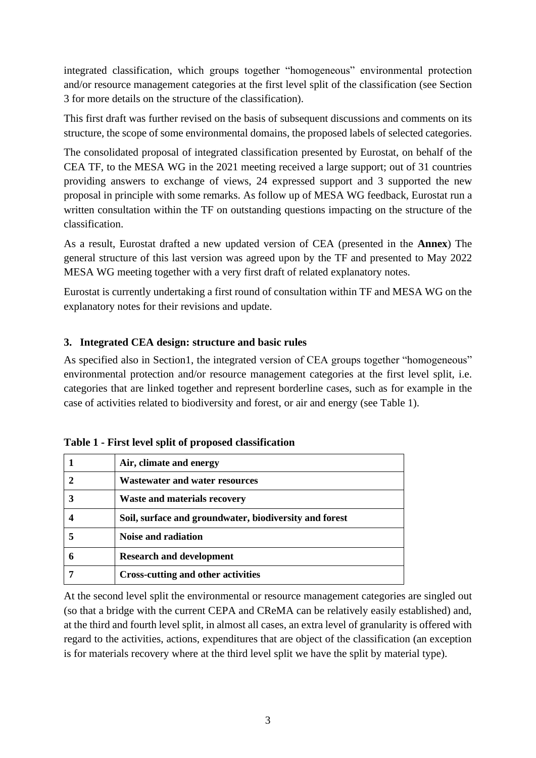integrated classification, which groups together "homogeneous" environmental protection and/or resource management categories at the first level split of the classification (see Section 3 for more details on the structure of the classification).

This first draft was further revised on the basis of subsequent discussions and comments on its structure, the scope of some environmental domains, the proposed labels of selected categories.

The consolidated proposal of integrated classification presented by Eurostat, on behalf of the CEA TF, to the MESA WG in the 2021 meeting received a large support; out of 31 countries providing answers to exchange of views, 24 expressed support and 3 supported the new proposal in principle with some remarks. As follow up of MESA WG feedback, Eurostat run a written consultation within the TF on outstanding questions impacting on the structure of the classification.

As a result, Eurostat drafted a new updated version of CEA (presented in the **Annex**) The general structure of this last version was agreed upon by the TF and presented to May 2022 MESA WG meeting together with a very first draft of related explanatory notes.

Eurostat is currently undertaking a first round of consultation within TF and MESA WG on the explanatory notes for their revisions and update.

## 3. Integrated CEA design: structure and basic rules

As specified also in Section1, the integrated version of CEA groups together "homogeneous" environmental protection and/or resource management categories at the first level split, i.e. categories that are linked together and represent borderline cases, such as for example in the case of activities related to biodiversity and forest, or air and energy (see Table 1).

**Table 1 - First level split of proposed classification**

| | |
|---|---|
| **1** | **Air, climate and energy** |
| **2** | **Wastewater and water resources** |
| **3** | **Waste and materials recovery** |
| **4** | **Soil, surface and groundwater, biodiversity and forest** |
| **5** | **Noise and radiation** |
| **6** | **Research and development** |
| **7** | **Cross-cutting and other activities** |

At the second level split the environmental or resource management categories are singled out (so that a bridge with the current CEPA and CReMA can be relatively easily established) and, at the third and fourth level split, in almost all cases, an extra level of granularity is offered with regard to the activities, actions, expenditures that are object of the classification (an exception is for materials recovery where at the third level split we have the split by material type).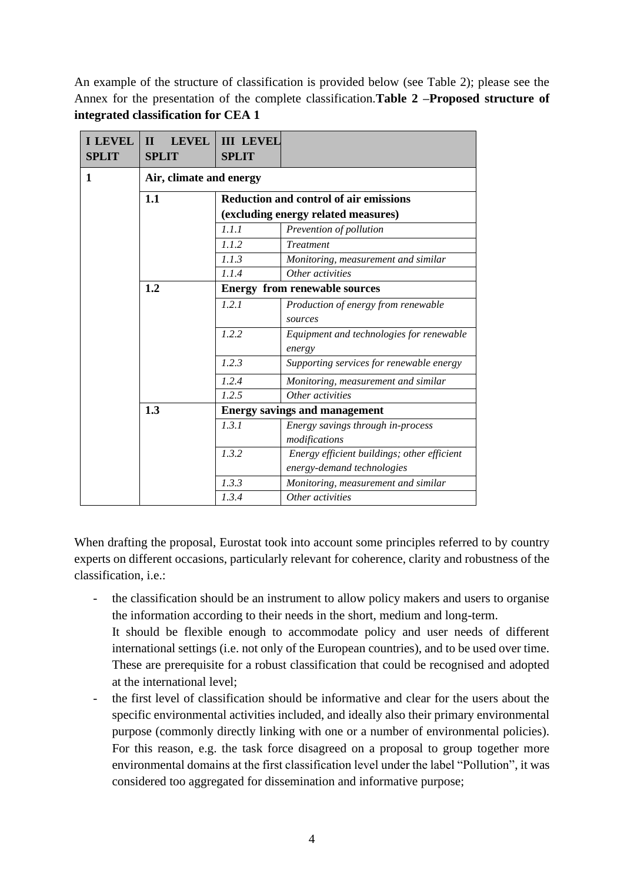An example of the structure of classification is provided below (see Table 2); please see the Annex for the presentation of the complete classification.**Table 2 –Proposed structure of integrated classification for CEA 1**

| I LEVEL SPLIT | II LEVEL SPLIT | III LEVEL SPLIT | |
|---|---|---|---|
| **1** | **Air, climate and energy** | | |
| | **1.1** | **Reduction and control of air emissions (excluding energy related measures)** | |
| | | *1.1.1* | *Prevention of pollution* |
| | | *1.1.2* | *Treatment* |
| | | *1.1.3* | *Monitoring, measurement and similar* |
| | | *1.1.4* | *Other activities* |
| | **1.2** | **Energy from renewable sources** | |
| | | *1.2.1* | *Production of energy from renewable sources* |
| | | *1.2.2* | *Equipment and technologies for renewable energy* |
| | | *1.2.3* | *Supporting services for renewable energy* |
| | | *1.2.4* | *Monitoring, measurement and similar* |
| | | *1.2.5* | *Other activities* |
| | **1.3** | **Energy savings and management** | |
| | | *1.3.1* | *Energy savings through in-process modifications* |
| | | *1.3.2* | *Energy efficient buildings; other efficient energy-demand technologies* |
| | | *1.3.3* | *Monitoring, measurement and similar* |
| | | *1.3.4* | *Other activities* |

When drafting the proposal, Eurostat took into account some principles referred to by country experts on different occasions, particularly relevant for coherence, clarity and robustness of the classification, i.e.:

- the classification should be an instrument to allow policy makers and users to organise the information according to their needs in the short, medium and long-term.
  It should be flexible enough to accommodate policy and user needs of different international settings (i.e. not only of the European countries), and to be used over time. These are prerequisite for a robust classification that could be recognised and adopted at the international level;
- the first level of classification should be informative and clear for the users about the specific environmental activities included, and ideally also their primary environmental purpose (commonly directly linking with one or a number of environmental policies). For this reason, e.g. the task force disagreed on a proposal to group together more environmental domains at the first classification level under the label "Pollution", it was considered too aggregated for dissemination and informative purpose;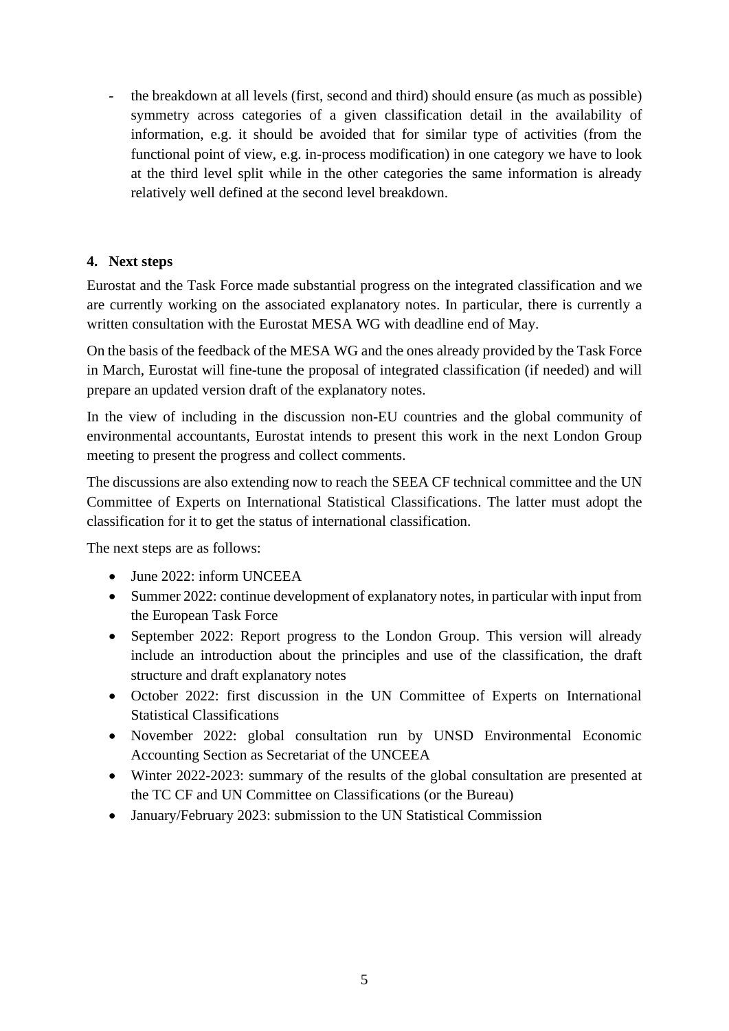- the breakdown at all levels (first, second and third) should ensure (as much as possible) symmetry across categories of a given classification detail in the availability of information, e.g. it should be avoided that for similar type of activities (from the functional point of view, e.g. in-process modification) in one category we have to look at the third level split while in the other categories the same information is already relatively well defined at the second level breakdown.

## 4. Next steps

Eurostat and the Task Force made substantial progress on the integrated classification and we are currently working on the associated explanatory notes. In particular, there is currently a written consultation with the Eurostat MESA WG with deadline end of May.

On the basis of the feedback of the MESA WG and the ones already provided by the Task Force in March, Eurostat will fine-tune the proposal of integrated classification (if needed) and will prepare an updated version draft of the explanatory notes.

In the view of including in the discussion non-EU countries and the global community of environmental accountants, Eurostat intends to present this work in the next London Group meeting to present the progress and collect comments.

The discussions are also extending now to reach the SEEA CF technical committee and the UN Committee of Experts on International Statistical Classifications. The latter must adopt the classification for it to get the status of international classification.

The next steps are as follows:

- June 2022: inform UNCEEA
- Summer 2022: continue development of explanatory notes, in particular with input from the European Task Force
- September 2022: Report progress to the London Group. This version will already include an introduction about the principles and use of the classification, the draft structure and draft explanatory notes
- October 2022: first discussion in the UN Committee of Experts on International Statistical Classifications
- November 2022: global consultation run by UNSD Environmental Economic Accounting Section as Secretariat of the UNCEEA
- Winter 2022-2023: summary of the results of the global consultation are presented at the TC CF and UN Committee on Classifications (or the Bureau)
- January/February 2023: submission to the UN Statistical Commission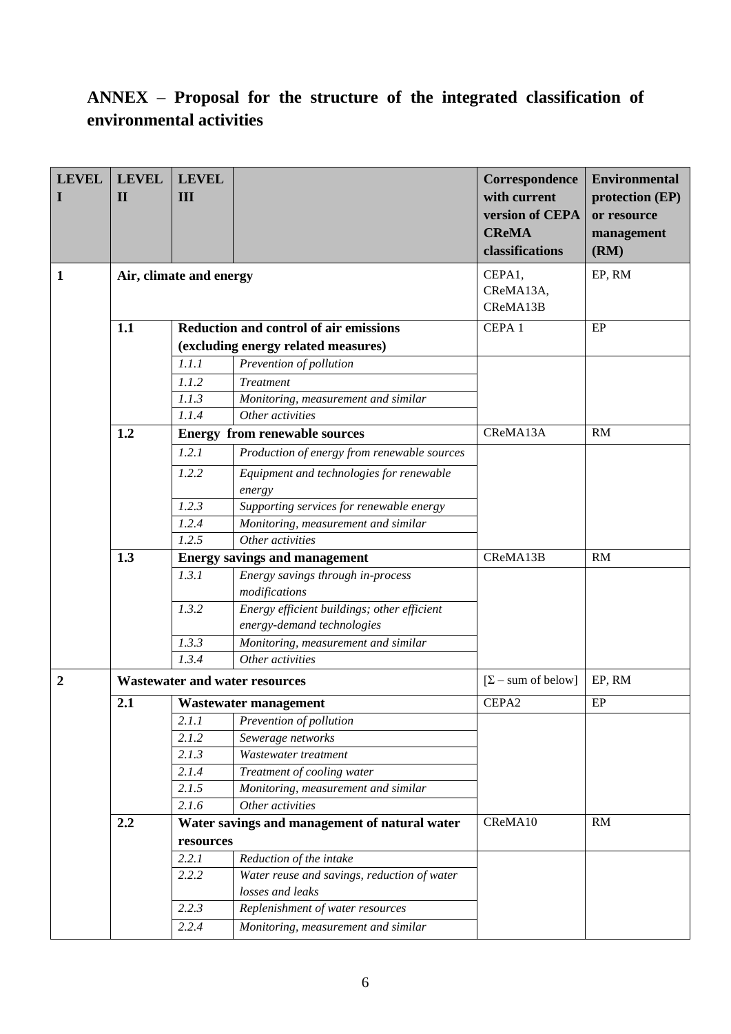# ANNEX – Proposal for the structure of the integrated classification of environmental activities

| LEVEL I | LEVEL II | LEVEL III | | Correspondence with current version of CEPA CReMA classifications | Environmental protection (EP) or resource management (RM) |
|---|---|---|---|---|---|
| **1** | **Air, climate and energy** | | | CEPA1, CReMA13A, CReMA13B | EP, RM |
| | **1.1** | **Reduction and control of air emissions (excluding energy related measures)** | | CEPA 1 | EP |
| | | *1.1.1* | *Prevention of pollution* | | |
| | | *1.1.2* | *Treatment* | | |
| | | *1.1.3* | *Monitoring, measurement and similar* | | |
| | | *1.1.4* | *Other activities* | | |
| | **1.2** | **Energy from renewable sources** | | CReMA13A | RM |
| | | *1.2.1* | *Production of energy from renewable sources* | | |
| | | *1.2.2* | *Equipment and technologies for renewable energy* | | |
| | | *1.2.3* | *Supporting services for renewable energy* | | |
| | | *1.2.4* | *Monitoring, measurement and similar* | | |
| | | *1.2.5* | *Other activities* | | |
| | **1.3** | **Energy savings and management** | | CReMA13B | RM |
| | | *1.3.1* | *Energy savings through in-process modifications* | | |
| | | *1.3.2* | *Energy efficient buildings; other efficient energy-demand technologies* | | |
| | | *1.3.3* | *Monitoring, measurement and similar* | | |
| | | *1.3.4* | *Other activities* | | |
| **2** | **Wastewater and water resources** | | | [Σ – sum of below] | EP, RM |
| | **2.1** | **Wastewater management** | | CEPA2 | EP |
| | | *2.1.1* | *Prevention of pollution* | | |
| | | *2.1.2* | *Sewerage networks* | | |
| | | *2.1.3* | *Wastewater treatment* | | |
| | | *2.1.4* | *Treatment of cooling water* | | |
| | | *2.1.5* | *Monitoring, measurement and similar* | | |
| | | *2.1.6* | *Other activities* | | |
| | **2.2** | **Water savings and management of natural water resources** | | CReMA10 | RM |
| | | *2.2.1* | *Reduction of the intake* | | |
| | | *2.2.2* | *Water reuse and savings, reduction of water losses and leaks* | | |
| | | *2.2.3* | *Replenishment of water resources* | | |
| | | *2.2.4* | *Monitoring, measurement and similar* | | |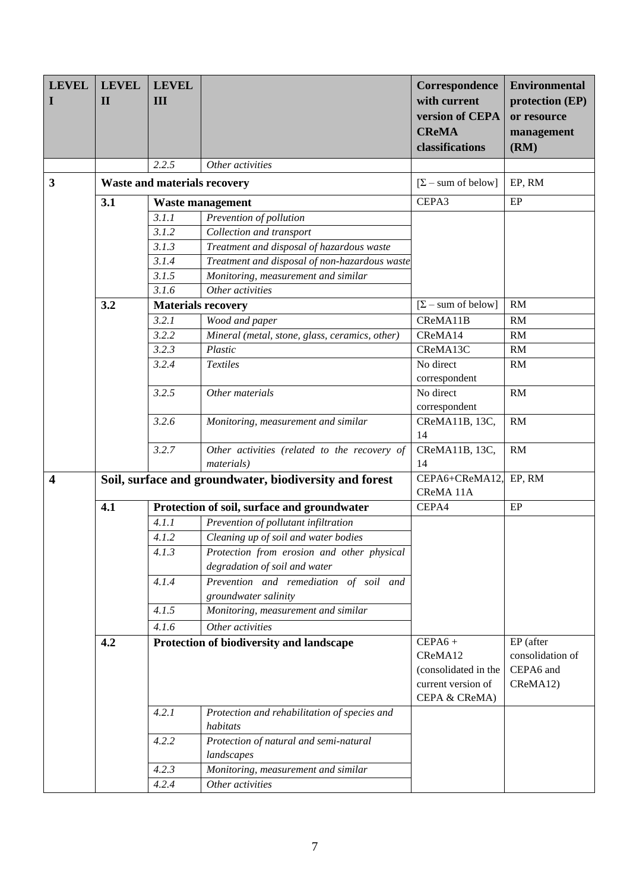| LEVEL I | LEVEL II | LEVEL III | | Correspondence with current version of CEPA CReMA classifications | Environmental protection (EP) or resource management (RM) |
|---|---|---|---|---|---|
| | | *2.2.5* | *Other activities* | | |
| **3** | **Waste and materials recovery** | | | [Σ – sum of below] | EP, RM |
| | **3.1** | **Waste management** | | CEPA3 | EP |
| | | *3.1.1* | *Prevention of pollution* | | |
| | | *3.1.2* | *Collection and transport* | | |
| | | *3.1.3* | *Treatment and disposal of hazardous waste* | | |
| | | *3.1.4* | *Treatment and disposal of non-hazardous waste* | | |
| | | *3.1.5* | *Monitoring, measurement and similar* | | |
| | | *3.1.6* | *Other activities* | | |
| | **3.2** | **Materials recovery** | | [Σ – sum of below] | RM |
| | | *3.2.1* | *Wood and paper* | CReMA11B | RM |
| | | *3.2.2* | *Mineral (metal, stone, glass, ceramics, other)* | CReMA14 | RM |
| | | *3.2.3* | *Plastic* | CReMA13C | RM |
| | | *3.2.4* | *Textiles* | No direct correspondent | RM |
| | | *3.2.5* | *Other materials* | No direct correspondent | RM |
| | | *3.2.6* | *Monitoring, measurement and similar* | CReMA11B, 13C, 14 | RM |
| | | *3.2.7* | *Other activities (related to the recovery of materials)* | CReMA11B, 13C, 14 | RM |
| **4** | **Soil, surface and groundwater, biodiversity and forest** | | | CEPA6+CReMA12, CReMA 11A | EP, RM |
| | **4.1** | **Protection of soil, surface and groundwater** | | CEPA4 | EP |
| | | *4.1.1* | *Prevention of pollutant infiltration* | | |
| | | *4.1.2* | *Cleaning up of soil and water bodies* | | |
| | | *4.1.3* | *Protection from erosion and other physical degradation of soil and water* | | |
| | | *4.1.4* | *Prevention and remediation of soil and groundwater salinity* | | |
| | | *4.1.5* | *Monitoring, measurement and similar* | | |
| | | *4.1.6* | *Other activities* | | |
| | **4.2** | **Protection of biodiversity and landscape** | | CEPA6 + CReMA12 (consolidated in the current version of CEPA & CReMA) | EP (after consolidation of CEPA6 and CReMA12) |
| | | *4.2.1* | *Protection and rehabilitation of species and habitats* | | |
| | | *4.2.2* | *Protection of natural and semi-natural landscapes* | | |
| | | *4.2.3* | *Monitoring, measurement and similar* | | |
| | | *4.2.4* | *Other activities* | | |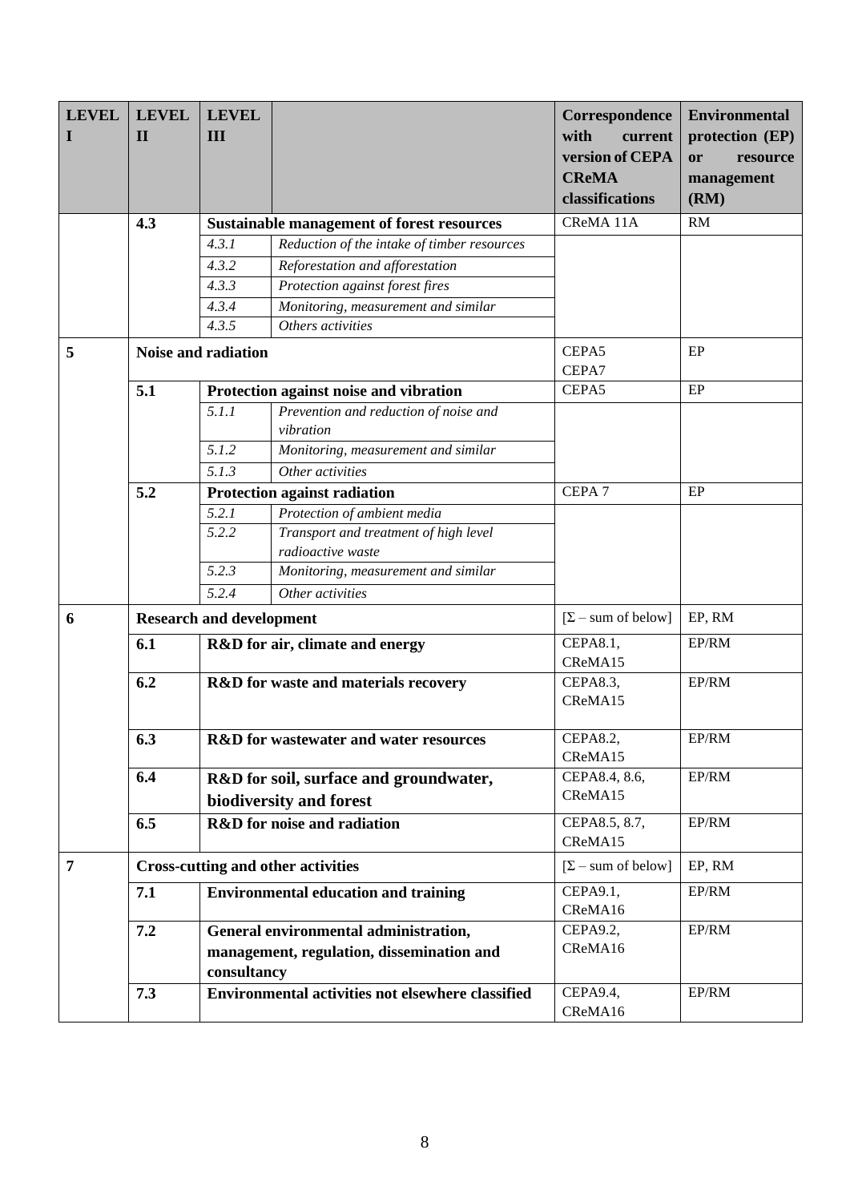| LEVEL I | LEVEL II | LEVEL III | | Correspondence with current version of CEPA CReMA classifications | Environmental protection (EP) or resource management (RM) |
|---|---|---|---|---|---|
| | **4.3** | **Sustainable management of forest resources** | | CReMA 11A | RM |
| | | *4.3.1* | *Reduction of the intake of timber resources* | | |
| | | *4.3.2* | *Reforestation and afforestation* | | |
| | | *4.3.3* | *Protection against forest fires* | | |
| | | *4.3.4* | *Monitoring, measurement and similar* | | |
| | | *4.3.5* | *Others activities* | | |
| **5** | **Noise and radiation** | | | CEPA5 CEPA7 | EP |
| | **5.1** | **Protection against noise and vibration** | | CEPA5 | EP |
| | | *5.1.1* | *Prevention and reduction of noise and vibration* | | |
| | | *5.1.2* | *Monitoring, measurement and similar* | | |
| | | *5.1.3* | *Other activities* | | |
| | **5.2** | **Protection against radiation** | | CEPA 7 | EP |
| | | *5.2.1* | *Protection of ambient media* | | |
| | | *5.2.2* | *Transport and treatment of high level radioactive waste* | | |
| | | *5.2.3* | *Monitoring, measurement and similar* | | |
| | | *5.2.4* | *Other activities* | | |
| **6** | **Research and development** | | | [Σ – sum of below] | EP, RM |
| | **6.1** | **R&D for air, climate and energy** | | CEPA8.1, CReMA15 | EP/RM |
| | **6.2** | **R&D for waste and materials recovery** | | CEPA8.3, CReMA15 | EP/RM |
| | **6.3** | **R&D for wastewater and water resources** | | CEPA8.2, CReMA15 | EP/RM |
| | **6.4** | **R&D for soil, surface and groundwater, biodiversity and forest** | | CEPA8.4, 8.6, CReMA15 | EP/RM |
| | **6.5** | **R&D for noise and radiation** | | CEPA8.5, 8.7, CReMA15 | EP/RM |
| **7** | **Cross-cutting and other activities** | | | [Σ – sum of below] | EP, RM |
| | **7.1** | **Environmental education and training** | | CEPA9.1, CReMA16 | EP/RM |
| | **7.2** | **General environmental administration, management, regulation, dissemination and consultancy** | | CEPA9.2, CReMA16 | EP/RM |
| | **7.3** | **Environmental activities not elsewhere classified** | | CEPA9.4, CReMA16 | EP/RM |